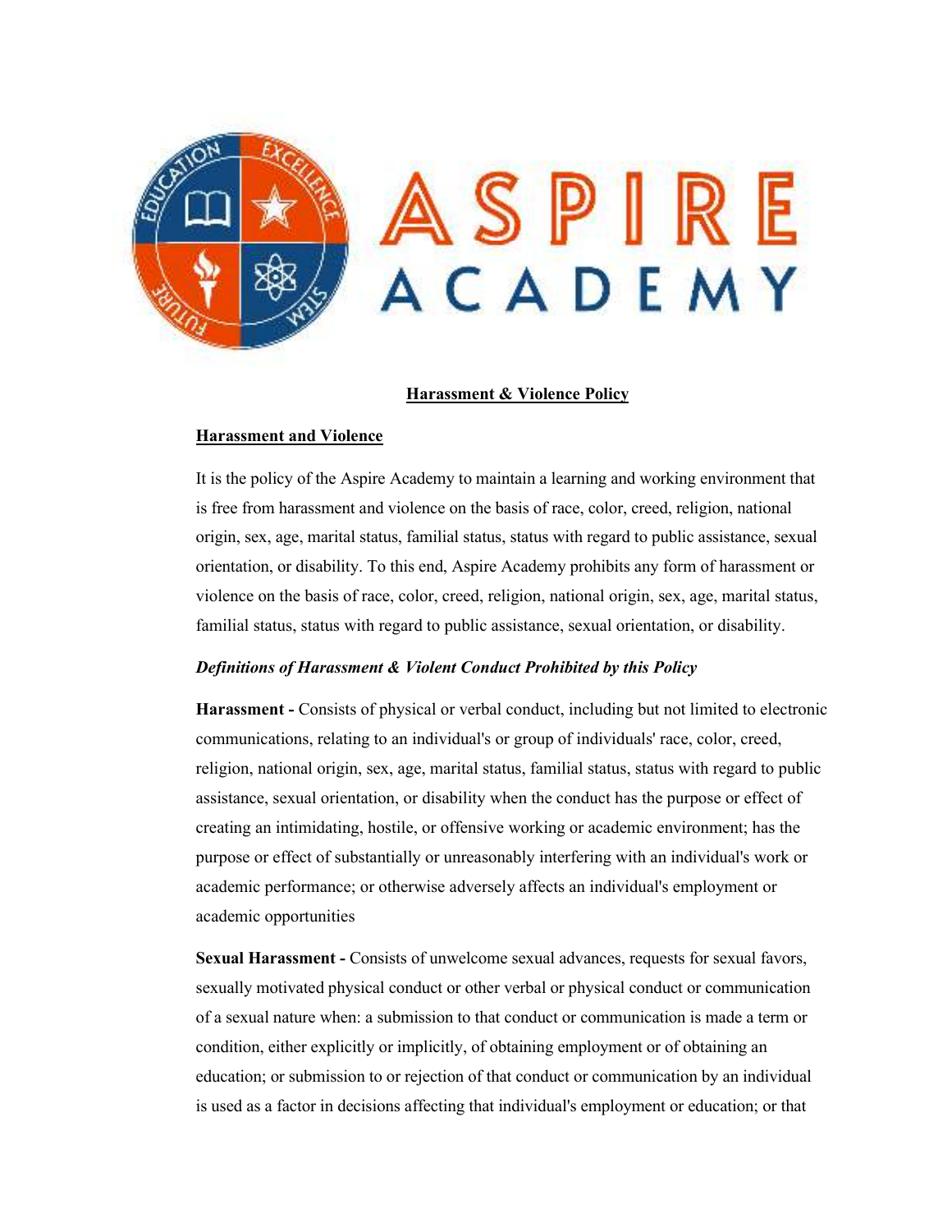# Harassment & Violence Policy

## Harassment and Violence

It is the policy of the Aspire Academy to maintain a learning and working environment that is free from harassment and violence on the basis of race, color, creed, religion, national origin, sex, age, marital status, familial status, status with regard to public assistance, sexual orientation, or disability. To this end, Aspire Academy prohibits any form of harassment or violence on the basis of race, color, creed, religion, national origin, sex, age, marital status, familial status, status with regard to public assistance, sexual orientation, or disability.

### *Definitions of Harassment & Violent Conduct Prohibited by this Policy*

**Harassment -** Consists of physical or verbal conduct, including but not limited to electronic communications, relating to an individual's or group of individuals' race, color, creed, religion, national origin, sex, age, marital status, familial status, status with regard to public assistance, sexual orientation, or disability when the conduct has the purpose or effect of creating an intimidating, hostile, or offensive working or academic environment; has the purpose or effect of substantially or unreasonably interfering with an individual's work or academic performance; or otherwise adversely affects an individual's employment or academic opportunities

**Sexual Harassment -** Consists of unwelcome sexual advances, requests for sexual favors, sexually motivated physical conduct or other verbal or physical conduct or communication of a sexual nature when: a submission to that conduct or communication is made a term or condition, either explicitly or implicitly, of obtaining employment or of obtaining an education; or submission to or rejection of that conduct or communication by an individual is used as a factor in decisions affecting that individual's employment or education; or that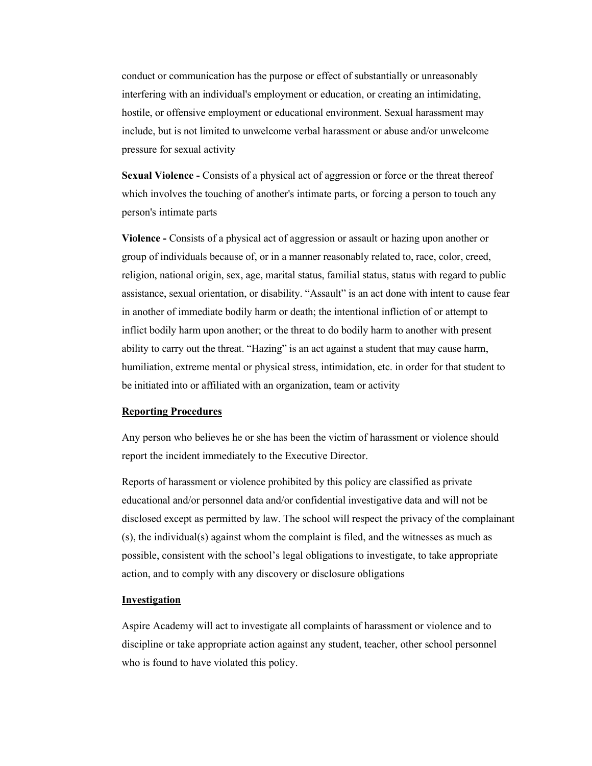conduct or communication has the purpose or effect of substantially or unreasonably interfering with an individual's employment or education, or creating an intimidating, hostile, or offensive employment or educational environment. Sexual harassment may include, but is not limited to unwelcome verbal harassment or abuse and/or unwelcome pressure for sexual activity

**Sexual Violence -** Consists of a physical act of aggression or force or the threat thereof which involves the touching of another's intimate parts, or forcing a person to touch any person's intimate parts

**Violence -** Consists of a physical act of aggression or assault or hazing upon another or group of individuals because of, or in a manner reasonably related to, race, color, creed, religion, national origin, sex, age, marital status, familial status, status with regard to public assistance, sexual orientation, or disability. “Assault” is an act done with intent to cause fear in another of immediate bodily harm or death; the intentional infliction of or attempt to inflict bodily harm upon another; or the threat to do bodily harm to another with present ability to carry out the threat. “Hazing” is an act against a student that may cause harm, humiliation, extreme mental or physical stress, intimidation, etc. in order for that student to be initiated into or affiliated with an organization, team or activity

<u>**Reporting Procedures**</u>

Any person who believes he or she has been the victim of harassment or violence should report the incident immediately to the Executive Director.

Reports of harassment or violence prohibited by this policy are classified as private educational and/or personnel data and/or confidential investigative data and will not be disclosed except as permitted by law. The school will respect the privacy of the complainant (s), the individual(s) against whom the complaint is filed, and the witnesses as much as possible, consistent with the school’s legal obligations to investigate, to take appropriate action, and to comply with any discovery or disclosure obligations

<u>**Investigation**</u>

Aspire Academy will act to investigate all complaints of harassment or violence and to discipline or take appropriate action against any student, teacher, other school personnel who is found to have violated this policy.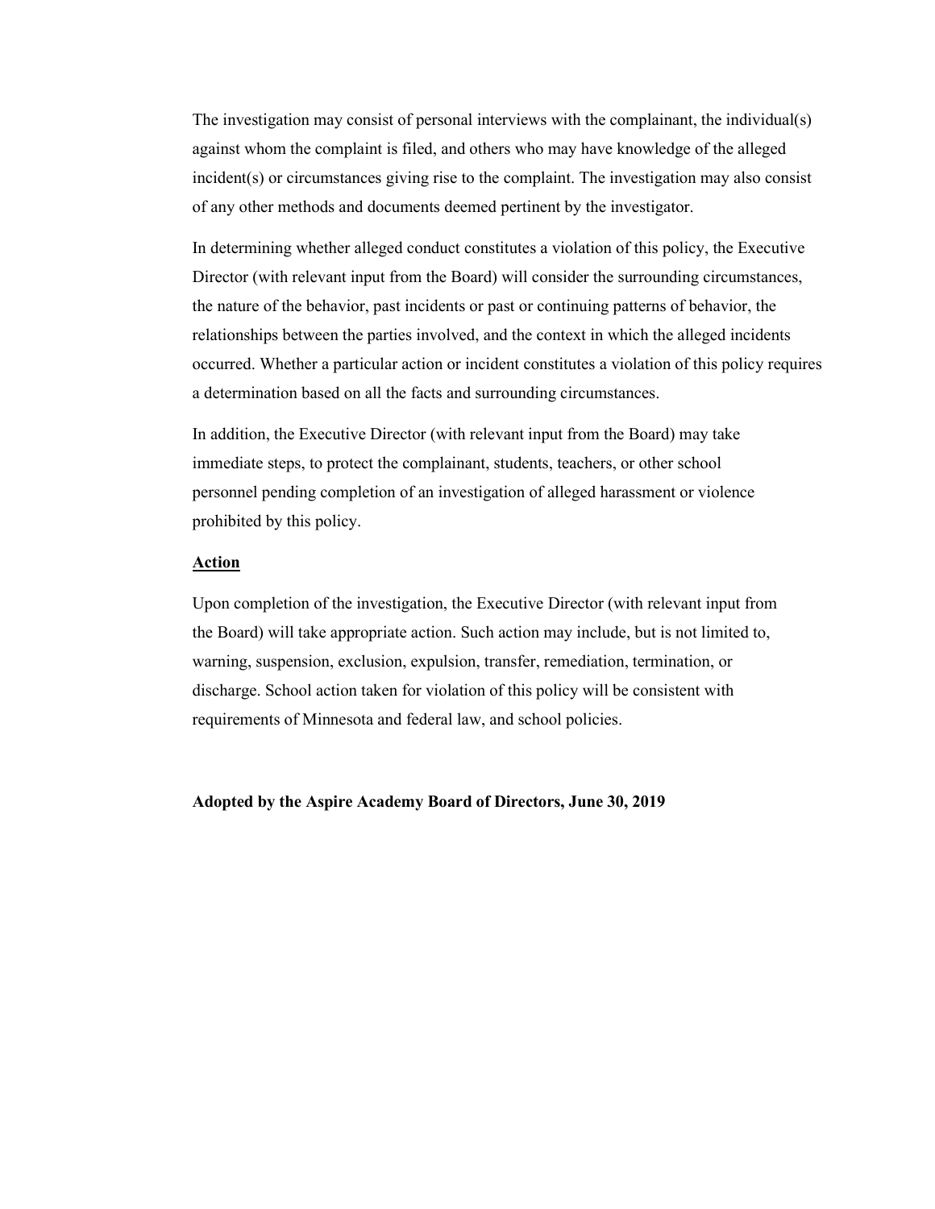The investigation may consist of personal interviews with the complainant, the individual(s) against whom the complaint is filed, and others who may have knowledge of the alleged incident(s) or circumstances giving rise to the complaint. The investigation may also consist of any other methods and documents deemed pertinent by the investigator.

In determining whether alleged conduct constitutes a violation of this policy, the Executive Director (with relevant input from the Board) will consider the surrounding circumstances, the nature of the behavior, past incidents or past or continuing patterns of behavior, the relationships between the parties involved, and the context in which the alleged incidents occurred. Whether a particular action or incident constitutes a violation of this policy requires a determination based on all the facts and surrounding circumstances.

In addition, the Executive Director (with relevant input from the Board) may take immediate steps, to protect the complainant, students, teachers, or other school personnel pending completion of an investigation of alleged harassment or violence prohibited by this policy.

**Action**

Upon completion of the investigation, the Executive Director (with relevant input from the Board) will take appropriate action. Such action may include, but is not limited to, warning, suspension, exclusion, expulsion, transfer, remediation, termination, or discharge. School action taken for violation of this policy will be consistent with requirements of Minnesota and federal law, and school policies.

**Adopted by the Aspire Academy Board of Directors, June 30, 2019**